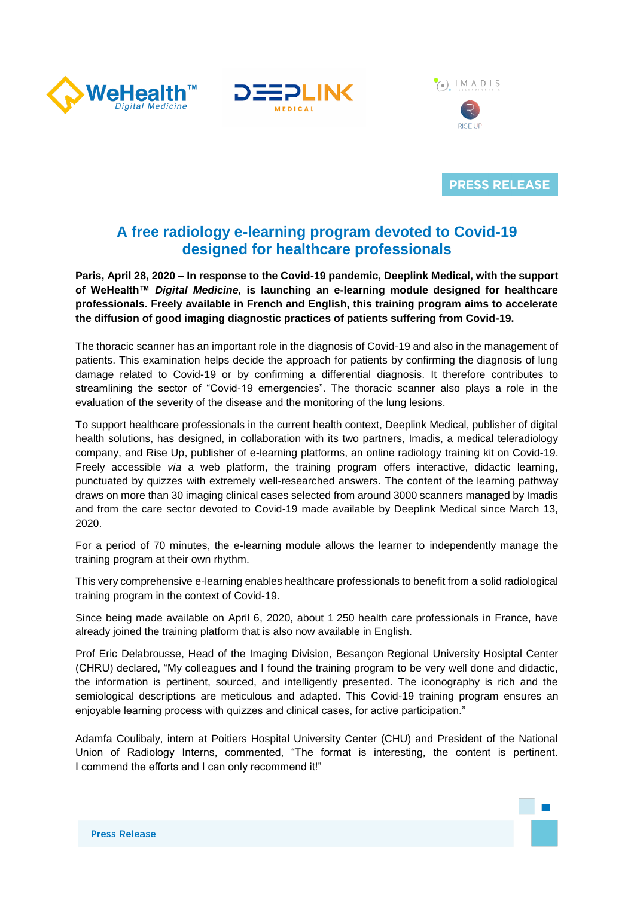PRESS RELEASE

# A free radiology e-learning program devoted to Covid-19 designed for healthcare professionals

**Paris, April 28, 2020 – In response to the Covid-19 pandemic, Deeplink Medical, with the support of WeHealth™ *Digital Medicine,* is launching an e-learning module designed for healthcare professionals. Freely available in French and English, this training program aims to accelerate the diffusion of good imaging diagnostic practices of patients suffering from Covid-19.**

The thoracic scanner has an important role in the diagnosis of Covid-19 and also in the management of patients. This examination helps decide the approach for patients by confirming the diagnosis of lung damage related to Covid-19 or by confirming a differential diagnosis. It therefore contributes to streamlining the sector of "Covid-19 emergencies". The thoracic scanner also plays a role in the evaluation of the severity of the disease and the monitoring of the lung lesions.

To support healthcare professionals in the current health context, Deeplink Medical, publisher of digital health solutions, has designed, in collaboration with its two partners, Imadis, a medical teleradiology company, and Rise Up, publisher of e-learning platforms, an online radiology training kit on Covid-19. Freely accessible *via* a web platform, the training program offers interactive, didactic learning, punctuated by quizzes with extremely well-researched answers. The content of the learning pathway draws on more than 30 imaging clinical cases selected from around 3000 scanners managed by Imadis and from the care sector devoted to Covid-19 made available by Deeplink Medical since March 13, 2020.

For a period of 70 minutes, the e-learning module allows the learner to independently manage the training program at their own rhythm.

This very comprehensive e-learning enables healthcare professionals to benefit from a solid radiological training program in the context of Covid-19.

Since being made available on April 6, 2020, about 1 250 health care professionals in France, have already joined the training platform that is also now available in English.

Prof Eric Delabrousse, Head of the Imaging Division, Besançon Regional University Hospital Center (CHRU) declared, "My colleagues and I found the training program to be very well done and didactic, the information is pertinent, sourced, and intelligently presented. The iconography is rich and the semiological descriptions are meticulous and adapted. This Covid-19 training program ensures an enjoyable learning process with quizzes and clinical cases, for active participation."

Adamfa Coulibaly, intern at Poitiers Hospital University Center (CHU) and President of the National Union of Radiology Interns, commented, "The format is interesting, the content is pertinent. I commend the efforts and I can only recommend it!"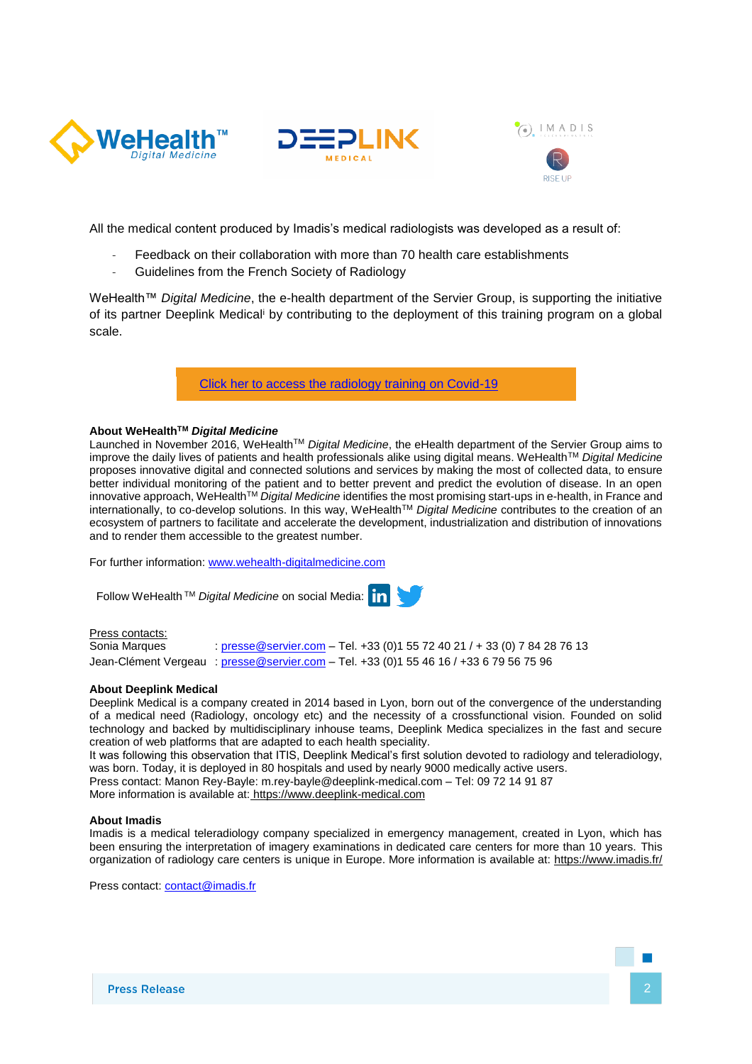All the medical content produced by Imadis's medical radiologists was developed as a result of:

- Feedback on their collaboration with more than 70 health care establishments
- Guidelines from the French Society of Radiology

WeHealth™ *Digital Medicine*, the e-health department of the Servier Group, is supporting the initiative of its partner Deeplink Medical[i] by contributing to the deployment of this training program on a global scale.

[Click her to access the radiology training on Covid-19]

**About WeHealth™ *Digital Medicine***

Launched in November 2016, WeHealth™ *Digital Medicine*, the eHealth department of the Servier Group aims to improve the daily lives of patients and health professionals alike using digital means. WeHealth™ *Digital Medicine* proposes innovative digital and connected solutions and services by making the most of collected data, to ensure better individual monitoring of the patient and to better prevent and predict the evolution of disease. In an open innovative approach, WeHealth™ *Digital Medicine* identifies the most promising start-ups in e-health, in France and internationally, to co-develop solutions. In this way, WeHealth™ *Digital Medicine* contributes to the creation of an ecosystem of partners to facilitate and accelerate the development, industrialization and distribution of innovations and to render them accessible to the greatest number.

For further information: www.wehealth-digitalmedicine.com

Follow WeHealth ™ *Digital Medicine* on social Media:

Press contacts:

Sonia Marques : presse@servier.com – Tel. +33 (0)1 55 72 40 21 / + 33 (0) 7 84 28 76 13

Jean-Clément Vergeau : presse@servier.com – Tel. +33 (0)1 55 46 16 / +33 6 79 56 75 96

**About Deeplink Medical**

Deeplink Medical is a company created in 2014 based in Lyon, born out of the convergence of the understanding of a medical need (Radiology, oncology etc) and the necessity of a crossfunctional vision. Founded on solid technology and backed by multidisciplinary inhouse teams, Deeplink Medica specializes in the fast and secure creation of web platforms that are adapted to each health speciality.

It was following this observation that ITIS, Deeplink Medical's first solution devoted to radiology and teleradiology, was born. Today, it is deployed in 80 hospitals and used by nearly 9000 medically active users.

Press contact: Manon Rey-Bayle: m.rey-bayle@deeplink-medical.com – Tel: 09 72 14 91 87

More information is available at: https://www.deeplink-medical.com

**About Imadis**

Imadis is a medical teleradiology company specialized in emergency management, created in Lyon, which has been ensuring the interpretation of imagery examinations in dedicated care centers for more than 10 years. This organization of radiology care centers is unique in Europe. More information is available at: https://www.imadis.fr/

Press contact: contact@imadis.fr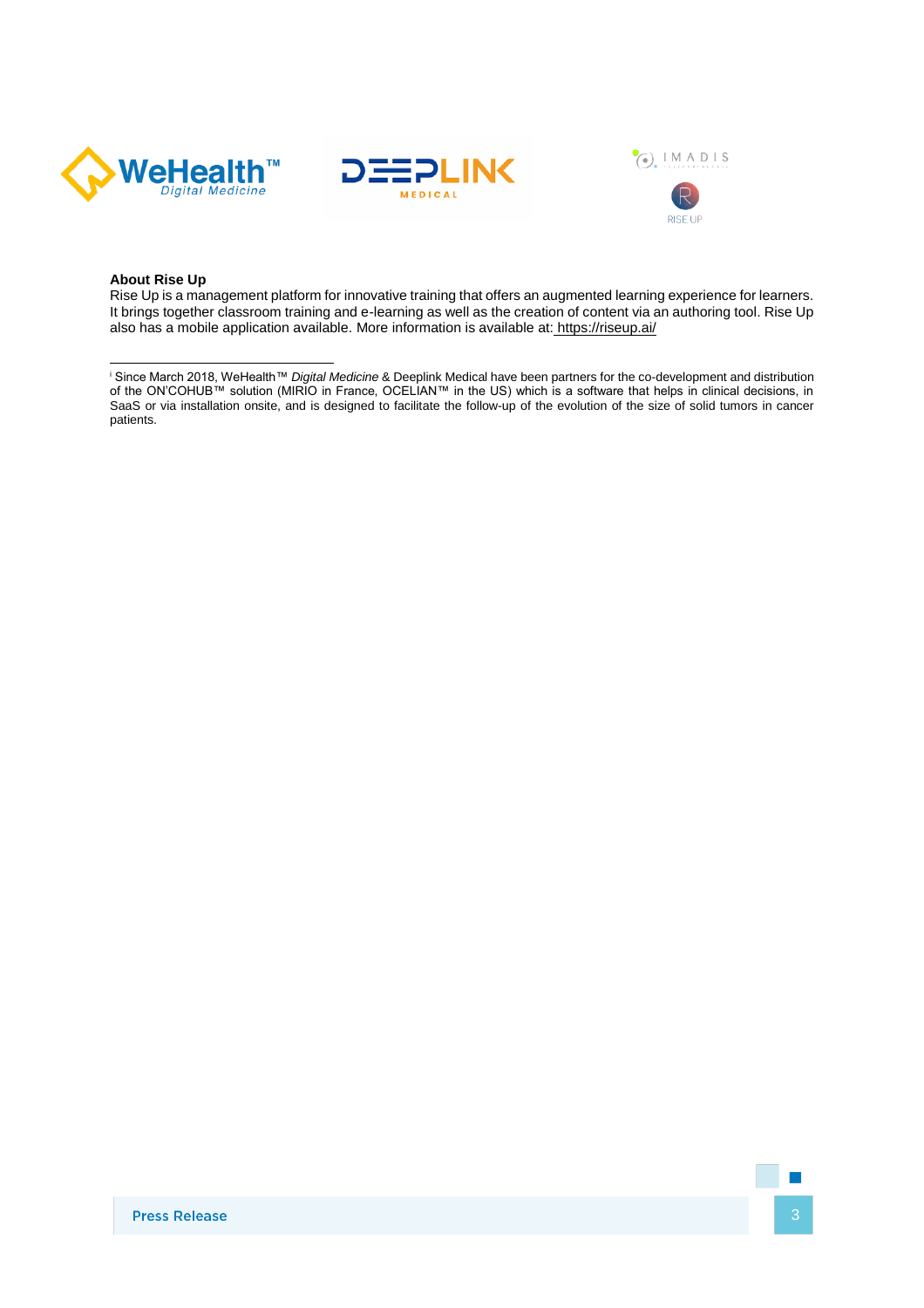## About Rise Up

Rise Up is a management platform for innovative training that offers an augmented learning experience for learners. It brings together classroom training and e-learning as well as the creation of content via an authoring tool. Rise Up also has a mobile application available. More information is available at: https://riseup.ai/

---

[i] Since March 2018, WeHealth™ *Digital Medicine* & Deeplink Medical have been partners for the co-development and distribution of the ON'COHUB™ solution (MIRIO in France, OCELIAN™ in the US) which is a software that helps in clinical decisions, in SaaS or via installation onsite, and is designed to facilitate the follow-up of the evolution of the size of solid tumors in cancer patients.